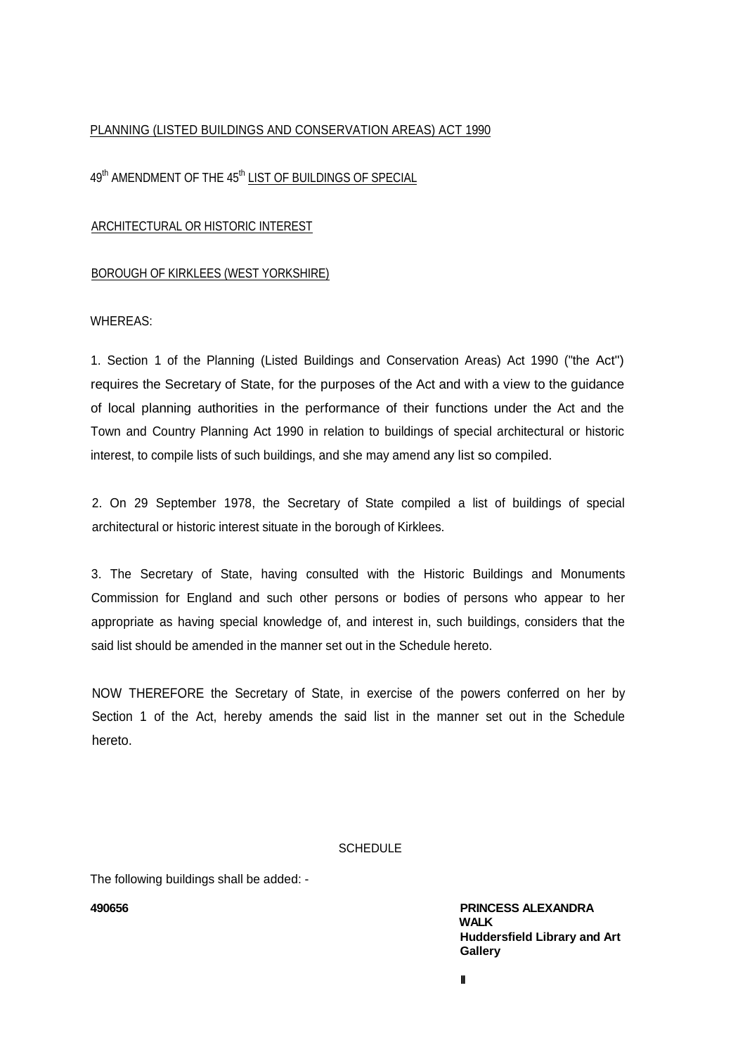PLANNING (LISTED BUILDINGS AND CONSERVATION AREAS) ACT 1990

49th AMENDMENT OF THE 45th LIST OF BUILDINGS OF SPECIAL

ARCHITECTURAL OR HISTORIC INTEREST

BOROUGH OF KIRKLEES (WEST YORKSHIRE)

WHEREAS:

1. Section 1 of the Planning (Listed Buildings and Conservation Areas) Act 1990 ("the Act") requires the Secretary of State, for the purposes of the Act and with a view to the guidance of local planning authorities in the performance of their functions under the Act and the Town and Country Planning Act 1990 in relation to buildings of special architectural or historic interest, to compile lists of such buildings, and she may amend any list so compiled.

2. On 29 September 1978, the Secretary of State compiled a list of buildings of special architectural or historic interest situate in the borough of Kirklees.

3. The Secretary of State, having consulted with the Historic Buildings and Monuments Commission for England and such other persons or bodies of persons who appear to her appropriate as having special knowledge of, and interest in, such buildings, considers that the said list should be amended in the manner set out in the Schedule hereto.

NOW THEREFORE the Secretary of State, in exercise of the powers conferred on her by Section 1 of the Act, hereby amends the said list in the manner set out in the Schedule hereto.

SCHEDULE

The following buildings shall be added: -

**490656** | **PRINCESS ALEXANDRA WALK**
**Huddersfield Library and Art Gallery**

**II**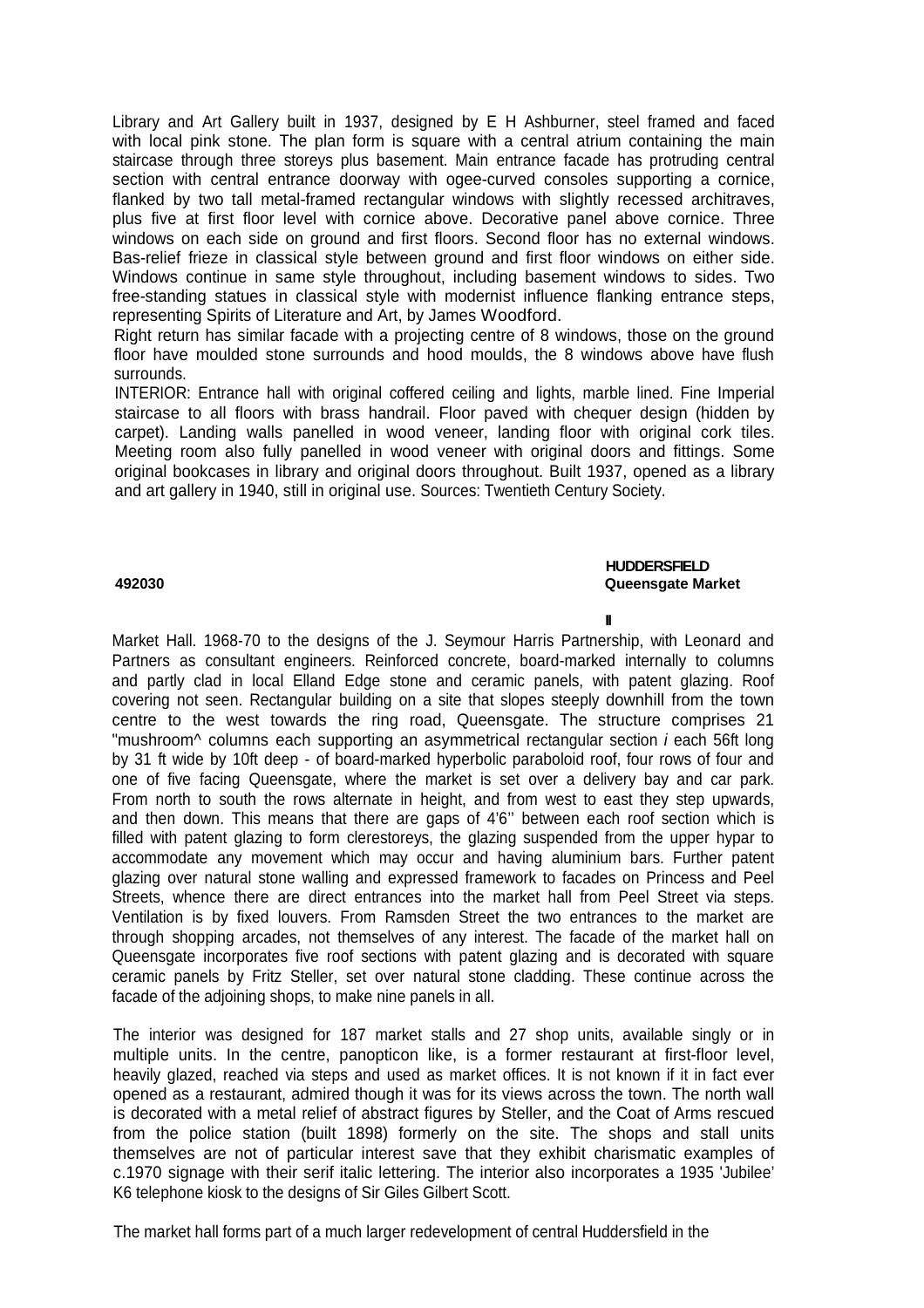Library and Art Gallery built in 1937, designed by E H Ashburner, steel framed and faced with local pink stone. The plan form is square with a central atrium containing the main staircase through three storeys plus basement. Main entrance facade has protruding central section with central entrance doorway with ogee-curved consoles supporting a cornice, flanked by two tall metal-framed rectangular windows with slightly recessed architraves, plus five at first floor level with cornice above. Decorative panel above cornice. Three windows on each side on ground and first floors. Second floor has no external windows. Bas-relief frieze in classical style between ground and first floor windows on either side. Windows continue in same style throughout, including basement windows to sides. Two free-standing statues in classical style with modernist influence flanking entrance steps, representing Spirits of Literature and Art, by James Woodford.

Right return has similar facade with a projecting centre of 8 windows, those on the ground floor have moulded stone surrounds and hood moulds, the 8 windows above have flush surrounds.

INTERIOR: Entrance hall with original coffered ceiling and lights, marble lined. Fine Imperial staircase to all floors with brass handrail. Floor paved with chequer design (hidden by carpet). Landing walls panelled in wood veneer, landing floor with original cork tiles. Meeting room also fully panelled in wood veneer with original doors and fittings. Some original bookcases in library and original doors throughout. Built 1937, opened as a library and art gallery in 1940, still in original use. Sources: Twentieth Century Society.

**492030** **HUDDERSFIELD**
**Queensgate Market**

**II**

Market Hall. 1968-70 to the designs of the J. Seymour Harris Partnership, with Leonard and Partners as consultant engineers. Reinforced concrete, board-marked internally to columns and partly clad in local Elland Edge stone and ceramic panels, with patent glazing. Roof covering not seen. Rectangular building on a site that slopes steeply downhill from the town centre to the west towards the ring road, Queensgate. The structure comprises 21 "mushroom^ columns each supporting an asymmetrical rectangular section *i* each 56ft long by 31 ft wide by 10ft deep - of board-marked hyperbolic paraboloid roof, four rows of four and one of five facing Queensgate, where the market is set over a delivery bay and car park. From north to south the rows alternate in height, and from west to east they step upwards, and then down. This means that there are gaps of 4'6'' between each roof section which is filled with patent glazing to form clerestoreys, the glazing suspended from the upper hypar to accommodate any movement which may occur and having aluminium bars. Further patent glazing over natural stone walling and expressed framework to facades on Princess and Peel Streets, whence there are direct entrances into the market hall from Peel Street via steps. Ventilation is by fixed louvers. From Ramsden Street the two entrances to the market are through shopping arcades, not themselves of any interest. The facade of the market hall on Queensgate incorporates five roof sections with patent glazing and is decorated with square ceramic panels by Fritz Steller, set over natural stone cladding. These continue across the facade of the adjoining shops, to make nine panels in all.

The interior was designed for 187 market stalls and 27 shop units, available singly or in multiple units. In the centre, panopticon like, is a former restaurant at first-floor level, heavily glazed, reached via steps and used as market offices. It is not known if it in fact ever opened as a restaurant, admired though it was for its views across the town. The north wall is decorated with a metal relief of abstract figures by Steller, and the Coat of Arms rescued from the police station (built 1898) formerly on the site. The shops and stall units themselves are not of particular interest save that they exhibit charismatic examples of c.1970 signage with their serif italic lettering. The interior also incorporates a 1935 'Jubilee' K6 telephone kiosk to the designs of Sir Giles Gilbert Scott.

The market hall forms part of a much larger redevelopment of central Huddersfield in the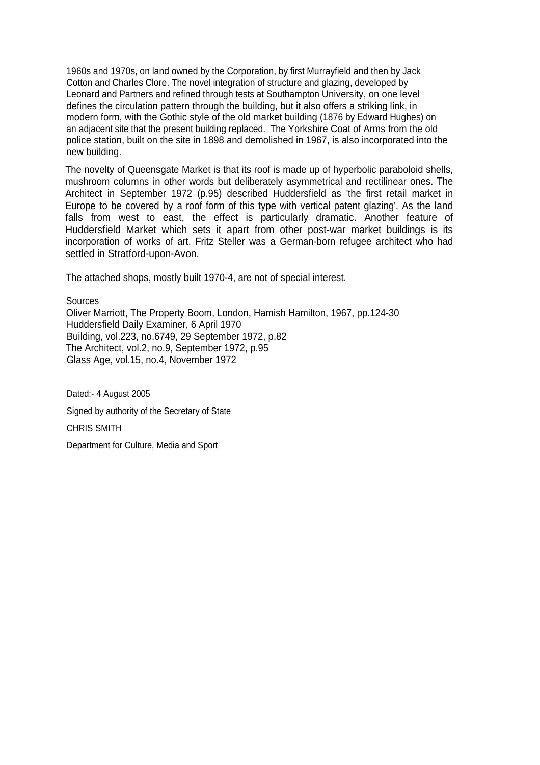1960s and 1970s, on land owned by the Corporation, by first Murrayfield and then by Jack Cotton and Charles Clore. The novel integration of structure and glazing, developed by Leonard and Partners and refined through tests at Southampton University, on one level defines the circulation pattern through the building, but it also offers a striking link, in modern form, with the Gothic style of the old market building (1876 by Edward Hughes) on an adjacent site that the present building replaced. The Yorkshire Coat of Arms from the old police station, built on the site in 1898 and demolished in 1967, is also incorporated into the new building.

The novelty of Queensgate Market is that its roof is made up of hyperbolic paraboloid shells, mushroom columns in other words but deliberately asymmetrical and rectilinear ones. The Architect in September 1972 (p.95) described Huddersfield as 'the first retail market in Europe to be covered by a roof form of this type with vertical patent glazing'. As the land falls from west to east, the effect is particularly dramatic. Another feature of Huddersfield Market which sets it apart from other post-war market buildings is its incorporation of works of art. Fritz Steller was a German-born refugee architect who had settled in Stratford-upon-Avon.

The attached shops, mostly built 1970-4, are not of special interest.

Sources

Oliver Marriott, The Property Boom, London, Hamish Hamilton, 1967, pp.124-30
Huddersfield Daily Examiner, 6 April 1970
Building, vol.223, no.6749, 29 September 1972, p.82
The Architect, vol.2, no.9, September 1972, p.95
Glass Age, vol.15, no.4, November 1972

Dated:- 4 August 2005

Signed by authority of the Secretary of State

CHRIS SMITH

Department for Culture, Media and Sport